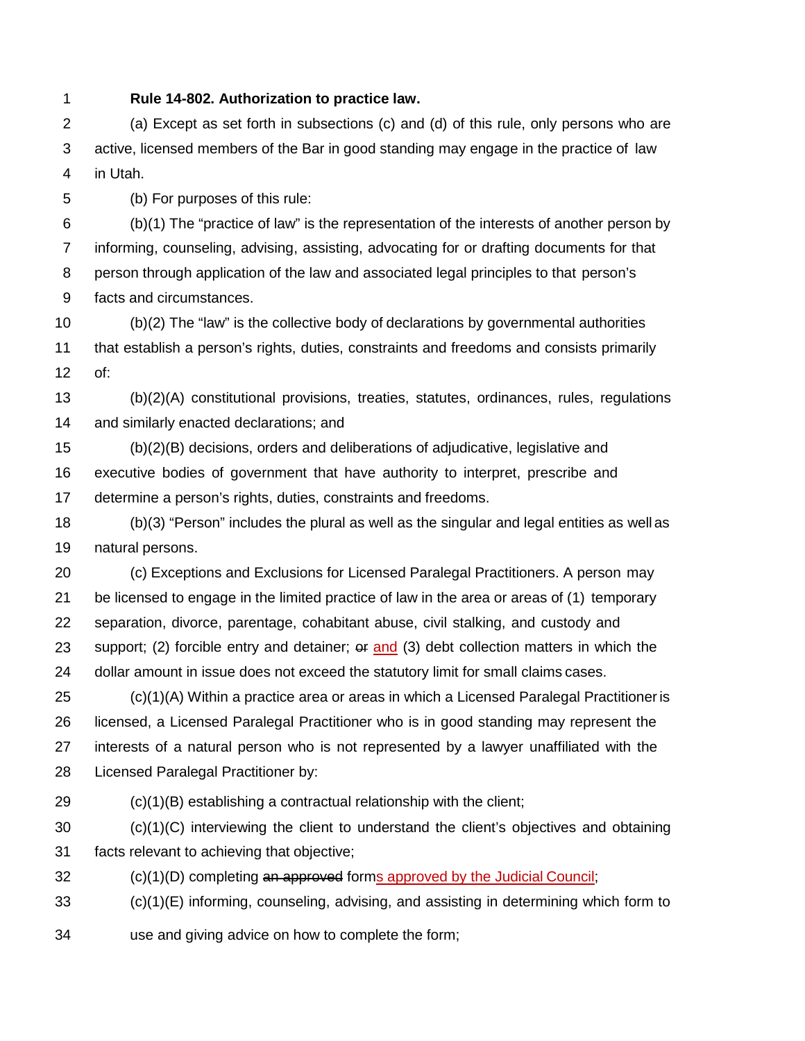**Rule 14-802. Authorization to practice law.**

(a) Except as set forth in subsections (c) and (d) of this rule, only persons who are active, licensed members of the Bar in good standing may engage in the practice of law in Utah.

(b) For purposes of this rule:

(b)(1) The "practice of law" is the representation of the interests of another person by informing, counseling, advising, assisting, advocating for or drafting documents for that person through application of the law and associated legal principles to that person's facts and circumstances.

(b)(2) The "law" is the collective body of declarations by governmental authorities that establish a person's rights, duties, constraints and freedoms and consists primarily of:

(b)(2)(A) constitutional provisions, treaties, statutes, ordinances, rules, regulations and similarly enacted declarations; and

(b)(2)(B) decisions, orders and deliberations of adjudicative, legislative and executive bodies of government that have authority to interpret, prescribe and determine a person's rights, duties, constraints and freedoms.

(b)(3) "Person" includes the plural as well as the singular and legal entities as well as natural persons.

(c) Exceptions and Exclusions for Licensed Paralegal Practitioners. A person may be licensed to engage in the limited practice of law in the area or areas of (1) temporary separation, divorce, parentage, cohabitant abuse, civil stalking, and custody and support; (2) forcible entry and detainer; ~~or~~ and (3) debt collection matters in which the dollar amount in issue does not exceed the statutory limit for small claims cases.

(c)(1)(A) Within a practice area or areas in which a Licensed Paralegal Practitioner is licensed, a Licensed Paralegal Practitioner who is in good standing may represent the interests of a natural person who is not represented by a lawyer unaffiliated with the Licensed Paralegal Practitioner by:

(c)(1)(B) establishing a contractual relationship with the client;

(c)(1)(C) interviewing the client to understand the client's objectives and obtaining facts relevant to achieving that objective;

(c)(1)(D) completing ~~an approved~~ forms approved by the Judicial Council;

(c)(1)(E) informing, counseling, advising, and assisting in determining which form to use and giving advice on how to complete the form;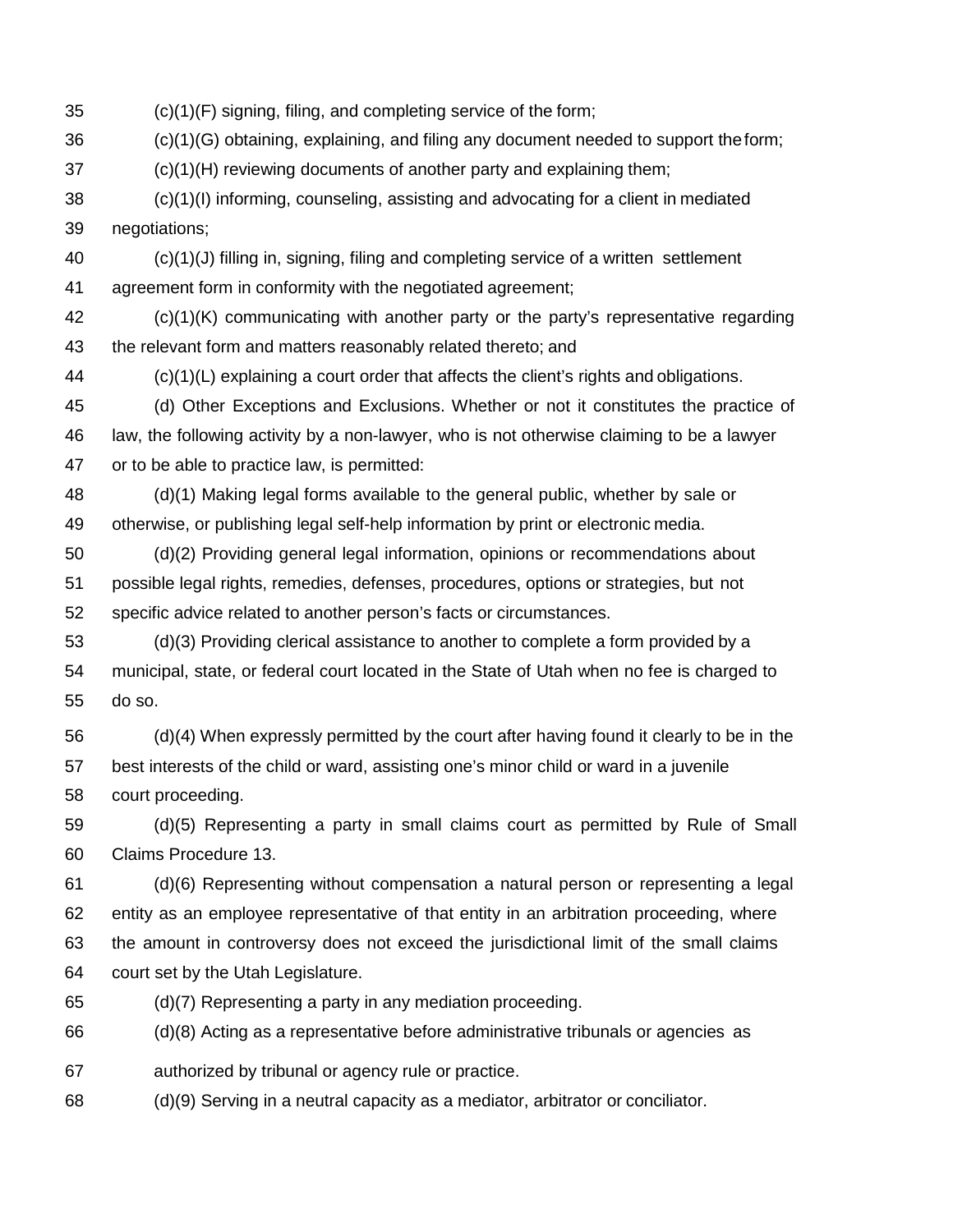(c)(1)(F) signing, filing, and completing service of the form;

(c)(1)(G) obtaining, explaining, and filing any document needed to support the form;

(c)(1)(H) reviewing documents of another party and explaining them;

(c)(1)(I) informing, counseling, assisting and advocating for a client in mediated negotiations;

(c)(1)(J) filling in, signing, filing and completing service of a written settlement agreement form in conformity with the negotiated agreement;

(c)(1)(K) communicating with another party or the party's representative regarding the relevant form and matters reasonably related thereto; and

(c)(1)(L) explaining a court order that affects the client's rights and obligations.

(d) Other Exceptions and Exclusions. Whether or not it constitutes the practice of law, the following activity by a non-lawyer, who is not otherwise claiming to be a lawyer or to be able to practice law, is permitted:

(d)(1) Making legal forms available to the general public, whether by sale or otherwise, or publishing legal self-help information by print or electronic media.

(d)(2) Providing general legal information, opinions or recommendations about possible legal rights, remedies, defenses, procedures, options or strategies, but not specific advice related to another person's facts or circumstances.

(d)(3) Providing clerical assistance to another to complete a form provided by a municipal, state, or federal court located in the State of Utah when no fee is charged to do so.

(d)(4) When expressly permitted by the court after having found it clearly to be in the best interests of the child or ward, assisting one's minor child or ward in a juvenile court proceeding.

(d)(5) Representing a party in small claims court as permitted by Rule of Small Claims Procedure 13.

(d)(6) Representing without compensation a natural person or representing a legal entity as an employee representative of that entity in an arbitration proceeding, where the amount in controversy does not exceed the jurisdictional limit of the small claims court set by the Utah Legislature.

(d)(7) Representing a party in any mediation proceeding.

(d)(8) Acting as a representative before administrative tribunals or agencies as authorized by tribunal or agency rule or practice.

(d)(9) Serving in a neutral capacity as a mediator, arbitrator or conciliator.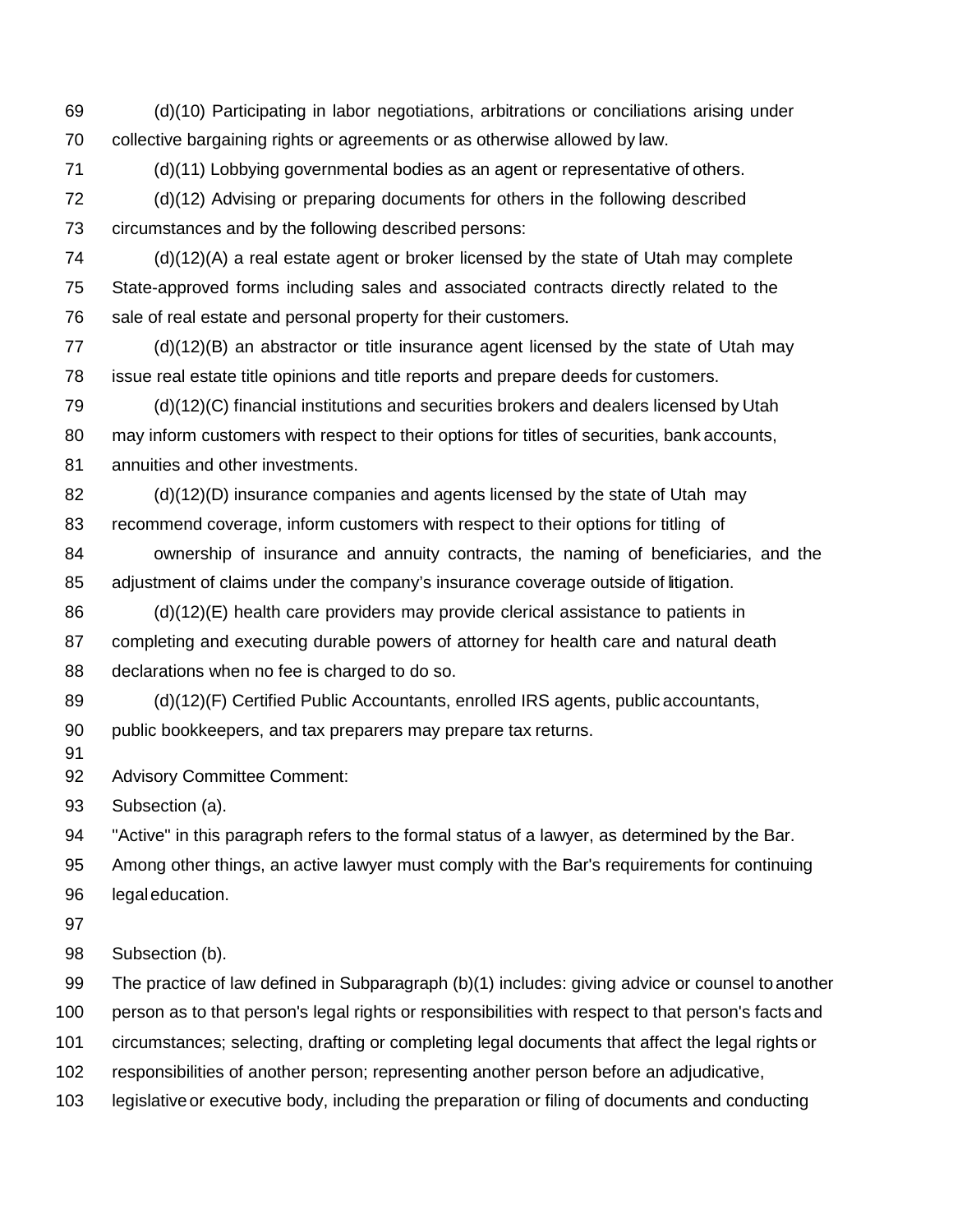(d)(10) Participating in labor negotiations, arbitrations or conciliations arising under collective bargaining rights or agreements or as otherwise allowed by law.

(d)(11) Lobbying governmental bodies as an agent or representative of others.

(d)(12) Advising or preparing documents for others in the following described circumstances and by the following described persons:

(d)(12)(A) a real estate agent or broker licensed by the state of Utah may complete State-approved forms including sales and associated contracts directly related to the sale of real estate and personal property for their customers.

(d)(12)(B) an abstractor or title insurance agent licensed by the state of Utah may issue real estate title opinions and title reports and prepare deeds for customers.

(d)(12)(C) financial institutions and securities brokers and dealers licensed by Utah may inform customers with respect to their options for titles of securities, bank accounts, annuities and other investments.

(d)(12)(D) insurance companies and agents licensed by the state of Utah may recommend coverage, inform customers with respect to their options for titling of ownership of insurance and annuity contracts, the naming of beneficiaries, and the adjustment of claims under the company's insurance coverage outside of litigation.

(d)(12)(E) health care providers may provide clerical assistance to patients in completing and executing durable powers of attorney for health care and natural death declarations when no fee is charged to do so.

(d)(12)(F) Certified Public Accountants, enrolled IRS agents, public accountants, public bookkeepers, and tax preparers may prepare tax returns.

Advisory Committee Comment:

Subsection (a).

"Active" in this paragraph refers to the formal status of a lawyer, as determined by the Bar. Among other things, an active lawyer must comply with the Bar's requirements for continuing legal education.

Subsection (b).

The practice of law defined in Subparagraph (b)(1) includes: giving advice or counsel to another person as to that person's legal rights or responsibilities with respect to that person's facts and circumstances; selecting, drafting or completing legal documents that affect the legal rights or responsibilities of another person; representing another person before an adjudicative, legislative or executive body, including the preparation or filing of documents and conducting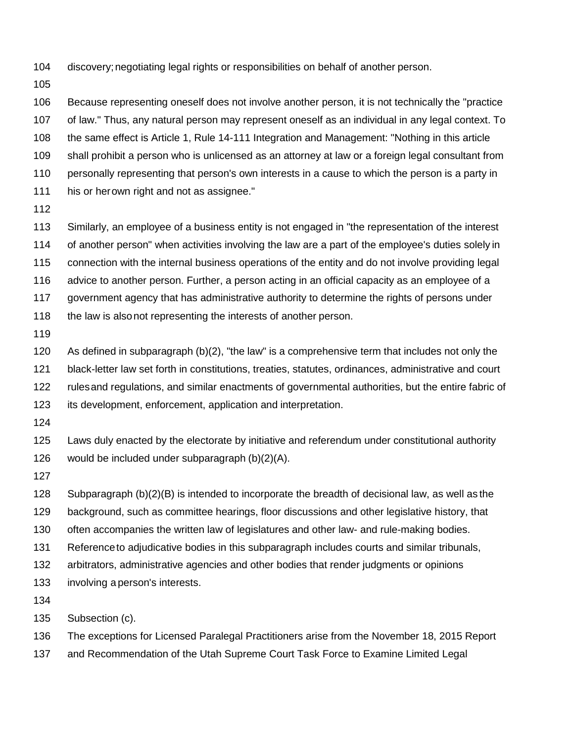discovery; negotiating legal rights or responsibilities on behalf of another person.

Because representing oneself does not involve another person, it is not technically the "practice of law." Thus, any natural person may represent oneself as an individual in any legal context. To the same effect is Article 1, Rule 14-111 Integration and Management: "Nothing in this article shall prohibit a person who is unlicensed as an attorney at law or a foreign legal consultant from personally representing that person's own interests in a cause to which the person is a party in his or her own right and not as assignee."

Similarly, an employee of a business entity is not engaged in "the representation of the interest of another person" when activities involving the law are a part of the employee's duties solely in connection with the internal business operations of the entity and do not involve providing legal advice to another person. Further, a person acting in an official capacity as an employee of a government agency that has administrative authority to determine the rights of persons under the law is also not representing the interests of another person.

As defined in subparagraph (b)(2), "the law" is a comprehensive term that includes not only the black-letter law set forth in constitutions, treaties, statutes, ordinances, administrative and court rules and regulations, and similar enactments of governmental authorities, but the entire fabric of its development, enforcement, application and interpretation.

Laws duly enacted by the electorate by initiative and referendum under constitutional authority would be included under subparagraph (b)(2)(A).

Subparagraph (b)(2)(B) is intended to incorporate the breadth of decisional law, as well as the background, such as committee hearings, floor discussions and other legislative history, that often accompanies the written law of legislatures and other law- and rule-making bodies. Reference to adjudicative bodies in this subparagraph includes courts and similar tribunals, arbitrators, administrative agencies and other bodies that render judgments or opinions involving a person's interests.

Subsection (c).

The exceptions for Licensed Paralegal Practitioners arise from the November 18, 2015 Report and Recommendation of the Utah Supreme Court Task Force to Examine Limited Legal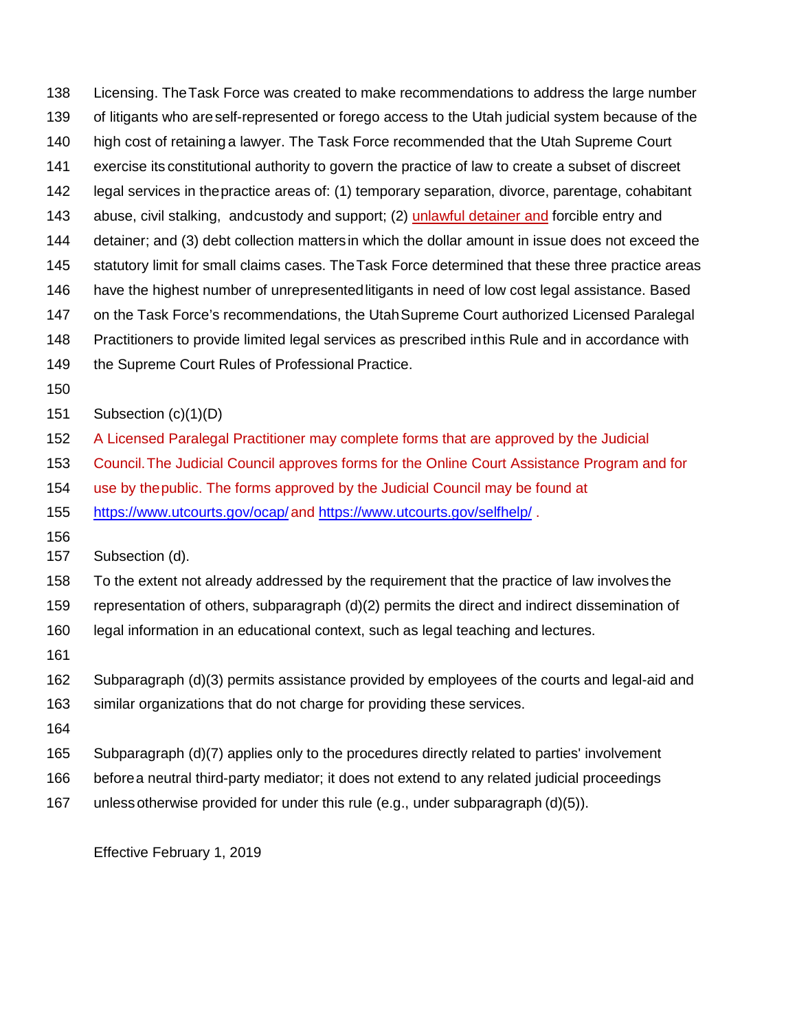Licensing. The Task Force was created to make recommendations to address the large number of litigants who are self-represented or forego access to the Utah judicial system because of the high cost of retaining a lawyer. The Task Force recommended that the Utah Supreme Court exercise its constitutional authority to govern the practice of law to create a subset of discreet legal services in the practice areas of: (1) temporary separation, divorce, parentage, cohabitant abuse, civil stalking, and custody and support; (2) unlawful detainer and forcible entry and detainer; and (3) debt collection matters in which the dollar amount in issue does not exceed the statutory limit for small claims cases. The Task Force determined that these three practice areas have the highest number of unrepresented litigants in need of low cost legal assistance. Based on the Task Force's recommendations, the Utah Supreme Court authorized Licensed Paralegal Practitioners to provide limited legal services as prescribed in this Rule and in accordance with the Supreme Court Rules of Professional Practice.

Subsection (c)(1)(D)

A Licensed Paralegal Practitioner may complete forms that are approved by the Judicial Council. The Judicial Council approves forms for the Online Court Assistance Program and for use by the public. The forms approved by the Judicial Council may be found at https://www.utcourts.gov/ocap/ and https://www.utcourts.gov/selfhelp/ .

Subsection (d).

To the extent not already addressed by the requirement that the practice of law involves the representation of others, subparagraph (d)(2) permits the direct and indirect dissemination of legal information in an educational context, such as legal teaching and lectures.

Subparagraph (d)(3) permits assistance provided by employees of the courts and legal-aid and similar organizations that do not charge for providing these services.

Subparagraph (d)(7) applies only to the procedures directly related to parties' involvement before a neutral third-party mediator; it does not extend to any related judicial proceedings unless otherwise provided for under this rule (e.g., under subparagraph (d)(5)).

Effective February 1, 2019